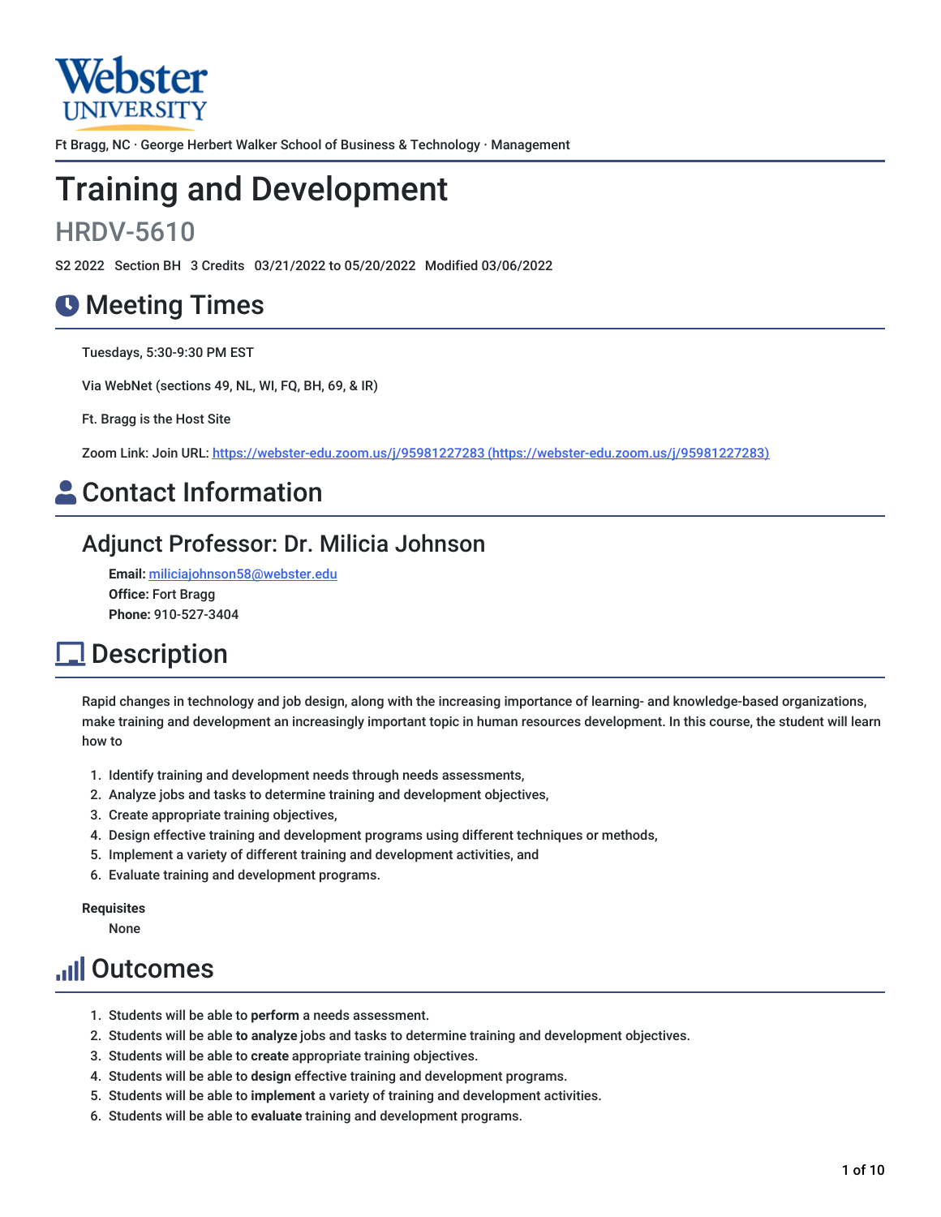Webster UNIVERSITY

Ft Bragg, NC · George Herbert Walker School of Business & Technology · Management

# Training and Development

## HRDV-5610

S2 2022 Section BH 3 Credits 03/21/2022 to 05/20/2022 Modified 03/06/2022

## Meeting Times

Tuesdays, 5:30-9:30 PM EST

Via WebNet (sections 49, NL, WI, FQ, BH, 69, & IR)

Ft. Bragg is the Host Site

Zoom Link: Join URL: [https://webster-edu.zoom.us/j/95981227283 (https://webster-edu.zoom.us/j/95981227283)](https://webster-edu.zoom.us/j/95981227283)

## Contact Information

### Adjunct Professor: Dr. Milicia Johnson

**Email:** miliciajohnson58@webster.edu
**Office:** Fort Bragg
**Phone:** 910-527-3404

## Description

Rapid changes in technology and job design, along with the increasing importance of learning- and knowledge-based organizations, make training and development an increasingly important topic in human resources development. In this course, the student will learn how to

1. Identify training and development needs through needs assessments,
2. Analyze jobs and tasks to determine training and development objectives,
3. Create appropriate training objectives,
4. Design effective training and development programs using different techniques or methods,
5. Implement a variety of different training and development activities, and
6. Evaluate training and development programs.

**Requisites**
None

## Outcomes

1. Students will be able to **perform** a needs assessment.
2. Students will be able **to analyze** jobs and tasks to determine training and development objectives.
3. Students will be able to **create** appropriate training objectives.
4. Students will be able to **design** effective training and development programs.
5. Students will be able to **implement** a variety of training and development activities.
6. Students will be able to **evaluate** training and development programs.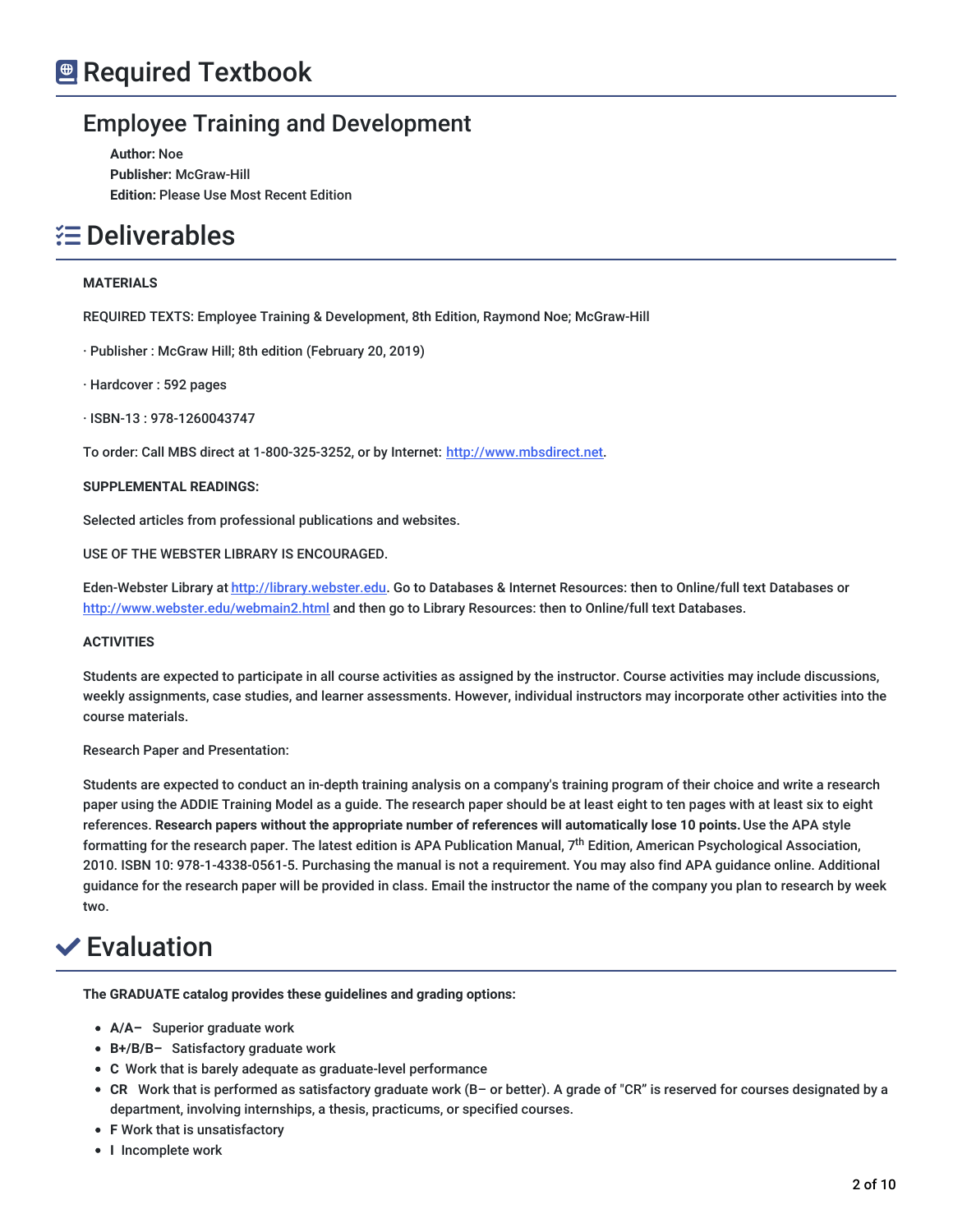# Required Textbook

## Employee Training and Development

**Author:** Noe
**Publisher:** McGraw-Hill
**Edition:** Please Use Most Recent Edition

# Deliverables

**MATERIALS**

REQUIRED TEXTS: Employee Training & Development, 8th Edition, Raymond Noe; McGraw-Hill

· Publisher : McGraw Hill; 8th edition (February 20, 2019)

· Hardcover : 592 pages

· ISBN-13 : 978-1260043747

To order: Call MBS direct at 1-800-325-3252, or by Internet: http://www.mbsdirect.net.

**SUPPLEMENTAL READINGS:**

Selected articles from professional publications and websites.

USE OF THE WEBSTER LIBRARY IS ENCOURAGED.

Eden-Webster Library at http://library.webster.edu. Go to Databases & Internet Resources: then to Online/full text Databases or http://www.webster.edu/webmain2.html and then go to Library Resources: then to Online/full text Databases.

**ACTIVITIES**

Students are expected to participate in all course activities as assigned by the instructor. Course activities may include discussions, weekly assignments, case studies, and learner assessments. However, individual instructors may incorporate other activities into the course materials.

Research Paper and Presentation:

Students are expected to conduct an in-depth training analysis on a company's training program of their choice and write a research paper using the ADDIE Training Model as a guide. The research paper should be at least eight to ten pages with at least six to eight references. **Research papers without the appropriate number of references will automatically lose 10 points.** Use the APA style formatting for the research paper. The latest edition is APA Publication Manual, 7th Edition, American Psychological Association, 2010. ISBN 10: 978-1-4338-0561-5. Purchasing the manual is not a requirement. You may also find APA guidance online. Additional guidance for the research paper will be provided in class. Email the instructor the name of the company you plan to research by week two.

# Evaluation

**The GRADUATE catalog provides these guidelines and grading options:**

- **A/A–** Superior graduate work
- **B+/B/B–** Satisfactory graduate work
- **C** Work that is barely adequate as graduate-level performance
- **CR** Work that is performed as satisfactory graduate work (B– or better). A grade of "CR" is reserved for courses designated by a department, involving internships, a thesis, practicums, or specified courses.
- **F** Work that is unsatisfactory
- **I** Incomplete work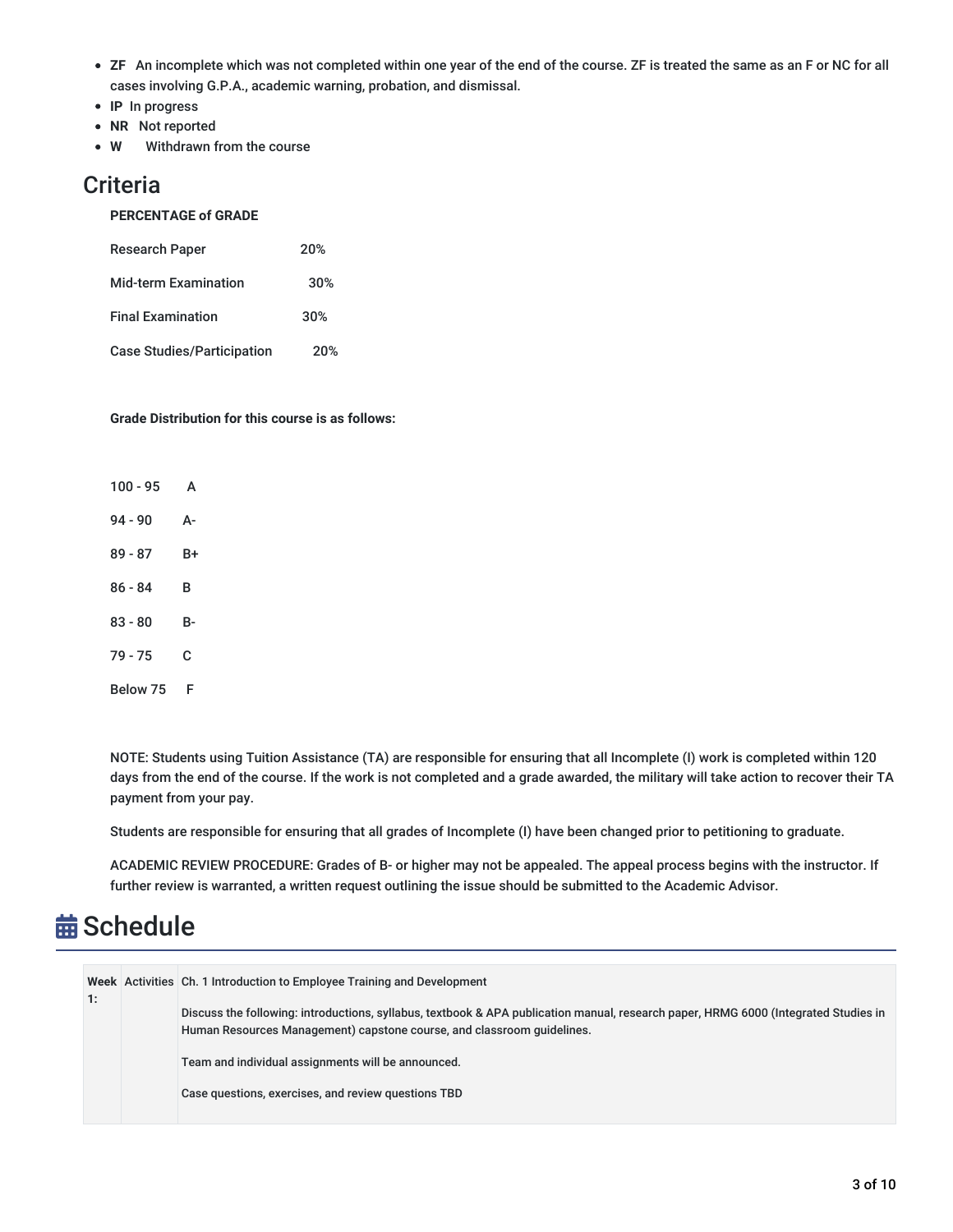- **ZF** An incomplete which was not completed within one year of the end of the course. ZF is treated the same as an F or NC for all cases involving G.P.A., academic warning, probation, and dismissal.
- **IP** In progress
- **NR** Not reported
- **W** Withdrawn from the course

# Criteria

**PERCENTAGE of GRADE**

| | |
|---|---|
| Research Paper | 20% |
| Mid-term Examination | 30% |
| Final Examination | 30% |
| Case Studies/Participation | 20% |

**Grade Distribution for this course is as follows:**

| | |
|---|---|
| 100 - 95 | A |
| 94 - 90 | A- |
| 89 - 87 | B+ |
| 86 - 84 | B |
| 83 - 80 | B- |
| 79 - 75 | C |
| Below 75 | F |

NOTE: Students using Tuition Assistance (TA) are responsible for ensuring that all Incomplete (I) work is completed within 120 days from the end of the course. If the work is not completed and a grade awarded, the military will take action to recover their TA payment from your pay.

Students are responsible for ensuring that all grades of Incomplete (I) have been changed prior to petitioning to graduate.

ACADEMIC REVIEW PROCEDURE: Grades of B- or higher may not be appealed. The appeal process begins with the instructor. If further review is warranted, a written request outlining the issue should be submitted to the Academic Advisor.

# Schedule

| | | |
|---|---|---|
| **Week 1:** | Activities | Ch. 1 Introduction to Employee Training and Development<br><br>Discuss the following: introductions, syllabus, textbook & APA publication manual, research paper, HRMG 6000 (Integrated Studies in Human Resources Management) capstone course, and classroom guidelines.<br><br>Team and individual assignments will be announced.<br><br>Case questions, exercises, and review questions TBD |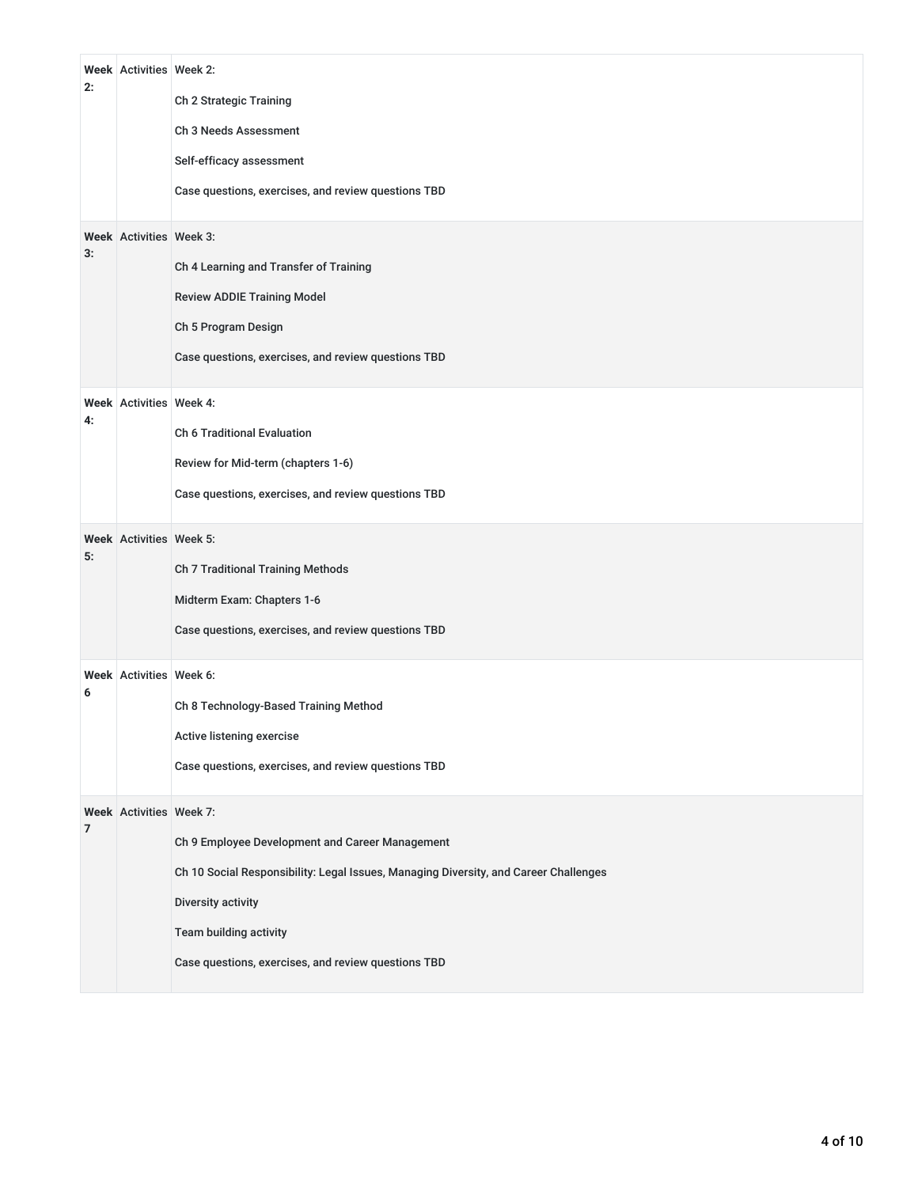| Week 2: | Activities | Week 2:<br><br>Ch 2 Strategic Training<br><br>Ch 3 Needs Assessment<br><br>Self-efficacy assessment<br><br>Case questions, exercises, and review questions TBD |
|---|---|---|
| Week 3: | Activities | Week 3:<br><br>Ch 4 Learning and Transfer of Training<br><br>Review ADDIE Training Model<br><br>Ch 5 Program Design<br><br>Case questions, exercises, and review questions TBD |
| Week 4: | Activities | Week 4:<br><br>Ch 6 Traditional Evaluation<br><br>Review for Mid-term (chapters 1-6)<br><br>Case questions, exercises, and review questions TBD |
| Week 5: | Activities | Week 5:<br><br>Ch 7 Traditional Training Methods<br><br>Midterm Exam: Chapters 1-6<br><br>Case questions, exercises, and review questions TBD |
| Week 6 | Activities | Week 6:<br><br>Ch 8 Technology-Based Training Method<br><br>Active listening exercise<br><br>Case questions, exercises, and review questions TBD |
| Week 7 | Activities | Week 7:<br><br>Ch 9 Employee Development and Career Management<br><br>Ch 10 Social Responsibility: Legal Issues, Managing Diversity, and Career Challenges<br><br>Diversity activity<br><br>Team building activity<br><br>Case questions, exercises, and review questions TBD |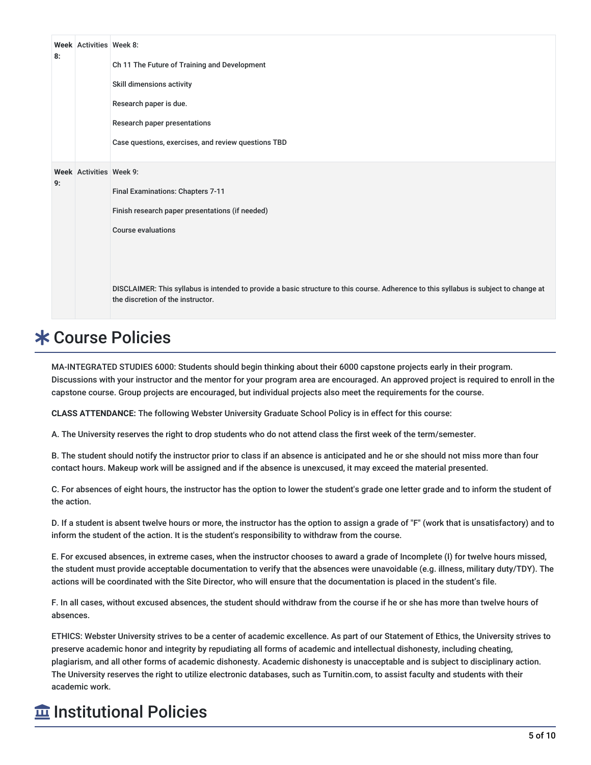| Week 8: | Activities | Week 8:<br><br>Ch 11 The Future of Training and Development<br><br>Skill dimensions activity<br><br>Research paper is due.<br><br>Research paper presentations<br><br>Case questions, exercises, and review questions TBD |
|---|---|---|
| Week 9: | Activities | Week 9:<br><br>Final Examinations: Chapters 7-11<br><br>Finish research paper presentations (if needed)<br><br>Course evaluations<br><br>DISCLAIMER: This syllabus is intended to provide a basic structure to this course. Adherence to this syllabus is subject to change at the discretion of the instructor. |

# Course Policies

MA-INTEGRATED STUDIES 6000: Students should begin thinking about their 6000 capstone projects early in their program. Discussions with your instructor and the mentor for your program area are encouraged. An approved project is required to enroll in the capstone course. Group projects are encouraged, but individual projects also meet the requirements for the course.

**CLASS ATTENDANCE:** The following Webster University Graduate School Policy is in effect for this course:

A. The University reserves the right to drop students who do not attend class the first week of the term/semester.

B. The student should notify the instructor prior to class if an absence is anticipated and he or she should not miss more than four contact hours. Makeup work will be assigned and if the absence is unexcused, it may exceed the material presented.

C. For absences of eight hours, the instructor has the option to lower the student's grade one letter grade and to inform the student of the action.

D. If a student is absent twelve hours or more, the instructor has the option to assign a grade of "F" (work that is unsatisfactory) and to inform the student of the action. It is the student's responsibility to withdraw from the course.

E. For excused absences, in extreme cases, when the instructor chooses to award a grade of Incomplete (I) for twelve hours missed, the student must provide acceptable documentation to verify that the absences were unavoidable (e.g. illness, military duty/TDY). The actions will be coordinated with the Site Director, who will ensure that the documentation is placed in the student's file.

F. In all cases, without excused absences, the student should withdraw from the course if he or she has more than twelve hours of absences.

ETHICS: Webster University strives to be a center of academic excellence. As part of our Statement of Ethics, the University strives to preserve academic honor and integrity by repudiating all forms of academic and intellectual dishonesty, including cheating, plagiarism, and all other forms of academic dishonesty. Academic dishonesty is unacceptable and is subject to disciplinary action. The University reserves the right to utilize electronic databases, such as Turnitin.com, to assist faculty and students with their academic work.

# Institutional Policies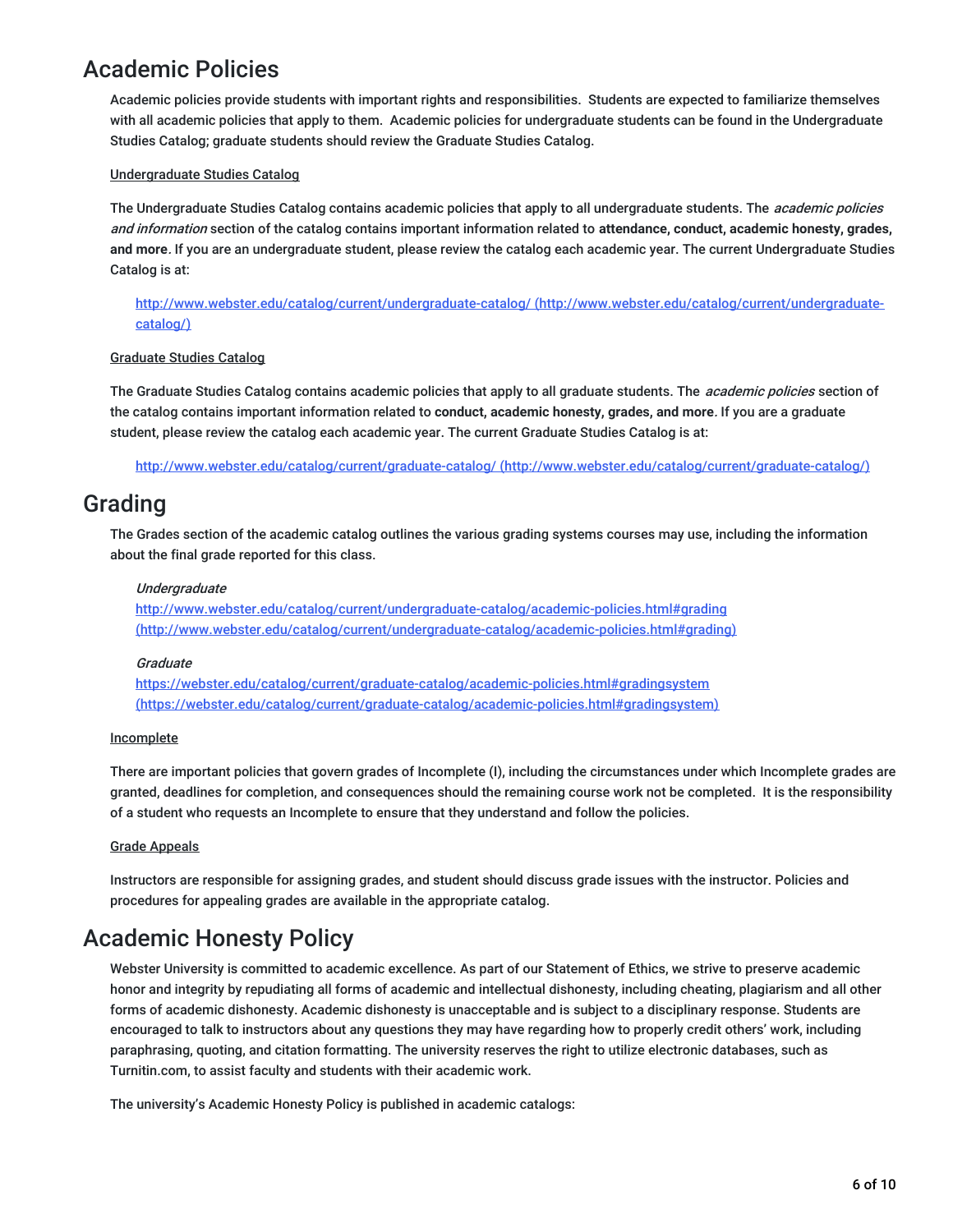# Academic Policies

Academic policies provide students with important rights and responsibilities. Students are expected to familiarize themselves with all academic policies that apply to them. Academic policies for undergraduate students can be found in the Undergraduate Studies Catalog; graduate students should review the Graduate Studies Catalog.

Undergraduate Studies Catalog

The Undergraduate Studies Catalog contains academic policies that apply to all undergraduate students. The *academic policies and information* section of the catalog contains important information related to **attendance, conduct, academic honesty, grades, and more**. If you are an undergraduate student, please review the catalog each academic year. The current Undergraduate Studies Catalog is at:

> http://www.webster.edu/catalog/current/undergraduate-catalog/ (http://www.webster.edu/catalog/current/undergraduate-catalog/)

Graduate Studies Catalog

The Graduate Studies Catalog contains academic policies that apply to all graduate students. The *academic policies* section of the catalog contains important information related to **conduct, academic honesty, grades, and more**. If you are a graduate student, please review the catalog each academic year. The current Graduate Studies Catalog is at:

> http://www.webster.edu/catalog/current/graduate-catalog/ (http://www.webster.edu/catalog/current/graduate-catalog/)

# Grading

The Grades section of the academic catalog outlines the various grading systems courses may use, including the information about the final grade reported for this class.

> *Undergraduate*
> http://www.webster.edu/catalog/current/undergraduate-catalog/academic-policies.html#grading (http://www.webster.edu/catalog/current/undergraduate-catalog/academic-policies.html#grading)

> *Graduate*
> https://webster.edu/catalog/current/graduate-catalog/academic-policies.html#gradingsystem (https://webster.edu/catalog/current/graduate-catalog/academic-policies.html#gradingsystem)

Incomplete

There are important policies that govern grades of Incomplete (I), including the circumstances under which Incomplete grades are granted, deadlines for completion, and consequences should the remaining course work not be completed. It is the responsibility of a student who requests an Incomplete to ensure that they understand and follow the policies.

Grade Appeals

Instructors are responsible for assigning grades, and student should discuss grade issues with the instructor. Policies and procedures for appealing grades are available in the appropriate catalog.

# Academic Honesty Policy

Webster University is committed to academic excellence. As part of our Statement of Ethics, we strive to preserve academic honor and integrity by repudiating all forms of academic and intellectual dishonesty, including cheating, plagiarism and all other forms of academic dishonesty. Academic dishonesty is unacceptable and is subject to a disciplinary response. Students are encouraged to talk to instructors about any questions they may have regarding how to properly credit others' work, including paraphrasing, quoting, and citation formatting. The university reserves the right to utilize electronic databases, such as Turnitin.com, to assist faculty and students with their academic work.

The university's Academic Honesty Policy is published in academic catalogs: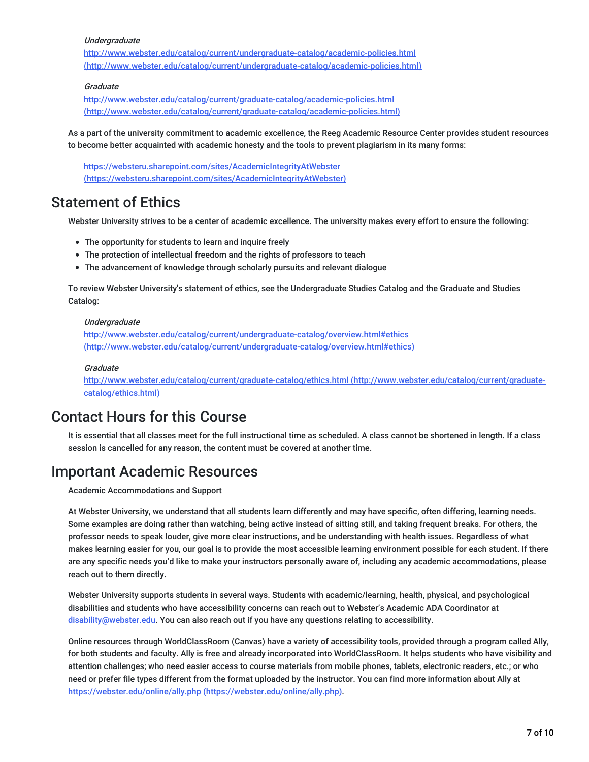*Undergraduate*
http://www.webster.edu/catalog/current/undergraduate-catalog/academic-policies.html (http://www.webster.edu/catalog/current/undergraduate-catalog/academic-policies.html)

*Graduate*
http://www.webster.edu/catalog/current/graduate-catalog/academic-policies.html (http://www.webster.edu/catalog/current/graduate-catalog/academic-policies.html)

As a part of the university commitment to academic excellence, the Reeg Academic Resource Center provides student resources to become better acquainted with academic honesty and the tools to prevent plagiarism in its many forms:

https://websteru.sharepoint.com/sites/AcademicIntegrityAtWebster (https://websteru.sharepoint.com/sites/AcademicIntegrityAtWebster)

## Statement of Ethics

Webster University strives to be a center of academic excellence. The university makes every effort to ensure the following:

- The opportunity for students to learn and inquire freely
- The protection of intellectual freedom and the rights of professors to teach
- The advancement of knowledge through scholarly pursuits and relevant dialogue

To review Webster University's statement of ethics, see the Undergraduate Studies Catalog and the Graduate and Studies Catalog:

*Undergraduate*
http://www.webster.edu/catalog/current/undergraduate-catalog/overview.html#ethics (http://www.webster.edu/catalog/current/undergraduate-catalog/overview.html#ethics)

*Graduate*
http://www.webster.edu/catalog/current/graduate-catalog/ethics.html (http://www.webster.edu/catalog/current/graduate-catalog/ethics.html)

## Contact Hours for this Course

It is essential that all classes meet for the full instructional time as scheduled. A class cannot be shortened in length. If a class session is cancelled for any reason, the content must be covered at another time.

## Important Academic Resources

Academic Accommodations and Support

At Webster University, we understand that all students learn differently and may have specific, often differing, learning needs. Some examples are doing rather than watching, being active instead of sitting still, and taking frequent breaks. For others, the professor needs to speak louder, give more clear instructions, and be understanding with health issues. Regardless of what makes learning easier for you, our goal is to provide the most accessible learning environment possible for each student. If there are any specific needs you'd like to make your instructors personally aware of, including any academic accommodations, please reach out to them directly.

Webster University supports students in several ways. Students with academic/learning, health, physical, and psychological disabilities and students who have accessibility concerns can reach out to Webster's Academic ADA Coordinator at disability@webster.edu. You can also reach out if you have any questions relating to accessibility.

Online resources through WorldClassRoom (Canvas) have a variety of accessibility tools, provided through a program called Ally, for both students and faculty. Ally is free and already incorporated into WorldClassRoom. It helps students who have visibility and attention challenges; who need easier access to course materials from mobile phones, tablets, electronic readers, etc.; or who need or prefer file types different from the format uploaded by the instructor. You can find more information about Ally at https://webster.edu/online/ally.php (https://webster.edu/online/ally.php).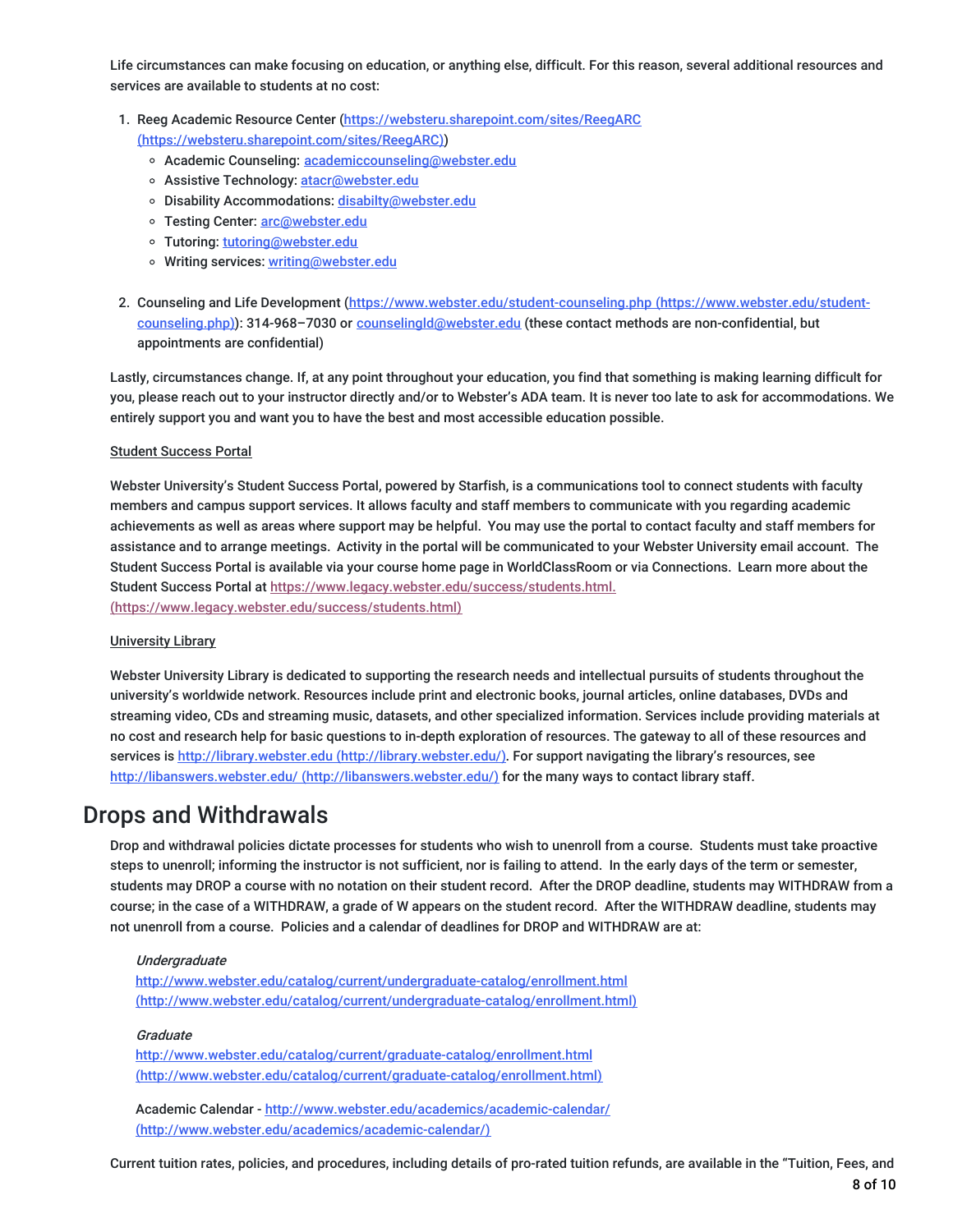Life circumstances can make focusing on education, or anything else, difficult. For this reason, several additional resources and services are available to students at no cost:

1. Reeg Academic Resource Center (https://websteru.sharepoint.com/sites/ReegARC (https://websteru.sharepoint.com/sites/ReegARC))
   - Academic Counseling: academiccounseling@webster.edu
   - Assistive Technology: atacr@webster.edu
   - Disability Accommodations: disabilty@webster.edu
   - Testing Center: arc@webster.edu
   - Tutoring: tutoring@webster.edu
   - Writing services: writing@webster.edu

2. Counseling and Life Development (https://www.webster.edu/student-counseling.php (https://www.webster.edu/student-counseling.php)): 314-968–7030 or counselingld@webster.edu (these contact methods are non-confidential, but appointments are confidential)

Lastly, circumstances change. If, at any point throughout your education, you find that something is making learning difficult for you, please reach out to your instructor directly and/or to Webster's ADA team. It is never too late to ask for accommodations. We entirely support you and want you to have the best and most accessible education possible.

Student Success Portal

Webster University's Student Success Portal, powered by Starfish, is a communications tool to connect students with faculty members and campus support services. It allows faculty and staff members to communicate with you regarding academic achievements as well as areas where support may be helpful. You may use the portal to contact faculty and staff members for assistance and to arrange meetings. Activity in the portal will be communicated to your Webster University email account. The Student Success Portal is available via your course home page in WorldClassRoom or via Connections. Learn more about the Student Success Portal at https://www.legacy.webster.edu/success/students.html. (https://www.legacy.webster.edu/success/students.html)

University Library

Webster University Library is dedicated to supporting the research needs and intellectual pursuits of students throughout the university's worldwide network. Resources include print and electronic books, journal articles, online databases, DVDs and streaming video, CDs and streaming music, datasets, and other specialized information. Services include providing materials at no cost and research help for basic questions to in-depth exploration of resources. The gateway to all of these resources and services is http://library.webster.edu (http://library.webster.edu/). For support navigating the library's resources, see http://libanswers.webster.edu/ (http://libanswers.webster.edu/) for the many ways to contact library staff.

# Drops and Withdrawals

Drop and withdrawal policies dictate processes for students who wish to unenroll from a course. Students must take proactive steps to unenroll; informing the instructor is not sufficient, nor is failing to attend. In the early days of the term or semester, students may DROP a course with no notation on their student record. After the DROP deadline, students may WITHDRAW from a course; in the case of a WITHDRAW, a grade of W appears on the student record. After the WITHDRAW deadline, students may not unenroll from a course. Policies and a calendar of deadlines for DROP and WITHDRAW are at:

*Undergraduate*
http://www.webster.edu/catalog/current/undergraduate-catalog/enrollment.html (http://www.webster.edu/catalog/current/undergraduate-catalog/enrollment.html)

*Graduate*
http://www.webster.edu/catalog/current/graduate-catalog/enrollment.html (http://www.webster.edu/catalog/current/graduate-catalog/enrollment.html)

Academic Calendar - http://www.webster.edu/academics/academic-calendar/ (http://www.webster.edu/academics/academic-calendar/)

Current tuition rates, policies, and procedures, including details of pro-rated tuition refunds, are available in the "Tuition, Fees, and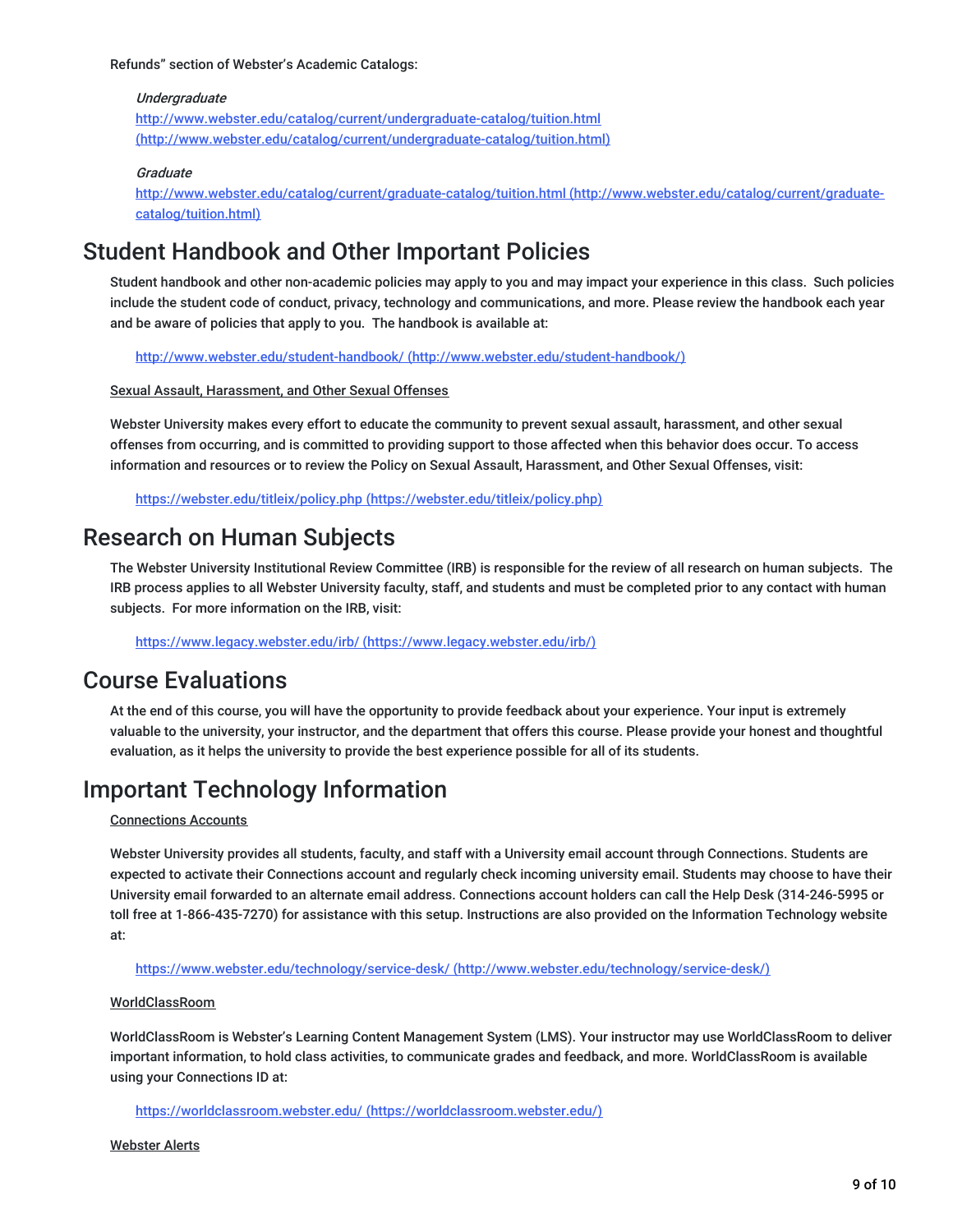Refunds" section of Webster's Academic Catalogs:

*Undergraduate*
http://www.webster.edu/catalog/current/undergraduate-catalog/tuition.html (http://www.webster.edu/catalog/current/undergraduate-catalog/tuition.html)

*Graduate*
http://www.webster.edu/catalog/current/graduate-catalog/tuition.html (http://www.webster.edu/catalog/current/graduate-catalog/tuition.html)

## Student Handbook and Other Important Policies

Student handbook and other non-academic policies may apply to you and may impact your experience in this class. Such policies include the student code of conduct, privacy, technology and communications, and more. Please review the handbook each year and be aware of policies that apply to you. The handbook is available at:

http://www.webster.edu/student-handbook/ (http://www.webster.edu/student-handbook/)

Sexual Assault, Harassment, and Other Sexual Offenses

Webster University makes every effort to educate the community to prevent sexual assault, harassment, and other sexual offenses from occurring, and is committed to providing support to those affected when this behavior does occur. To access information and resources or to review the Policy on Sexual Assault, Harassment, and Other Sexual Offenses, visit:

https://webster.edu/titleix/policy.php (https://webster.edu/titleix/policy.php)

## Research on Human Subjects

The Webster University Institutional Review Committee (IRB) is responsible for the review of all research on human subjects. The IRB process applies to all Webster University faculty, staff, and students and must be completed prior to any contact with human subjects. For more information on the IRB, visit:

https://www.legacy.webster.edu/irb/ (https://www.legacy.webster.edu/irb/)

## Course Evaluations

At the end of this course, you will have the opportunity to provide feedback about your experience. Your input is extremely valuable to the university, your instructor, and the department that offers this course. Please provide your honest and thoughtful evaluation, as it helps the university to provide the best experience possible for all of its students.

## Important Technology Information

Connections Accounts

Webster University provides all students, faculty, and staff with a University email account through Connections. Students are expected to activate their Connections account and regularly check incoming university email. Students may choose to have their University email forwarded to an alternate email address. Connections account holders can call the Help Desk (314-246-5995 or toll free at 1-866-435-7270) for assistance with this setup. Instructions are also provided on the Information Technology website at:

https://www.webster.edu/technology/service-desk/ (http://www.webster.edu/technology/service-desk/)

WorldClassRoom

WorldClassRoom is Webster's Learning Content Management System (LMS). Your instructor may use WorldClassRoom to deliver important information, to hold class activities, to communicate grades and feedback, and more. WorldClassRoom is available using your Connections ID at:

https://worldclassroom.webster.edu/ (https://worldclassroom.webster.edu/)

Webster Alerts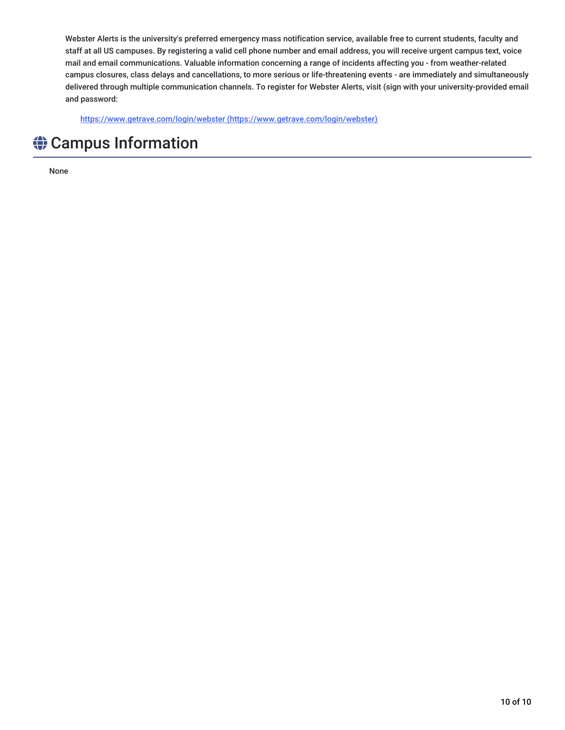Webster Alerts is the university's preferred emergency mass notification service, available free to current students, faculty and staff at all US campuses. By registering a valid cell phone number and email address, you will receive urgent campus text, voice mail and email communications. Valuable information concerning a range of incidents affecting you - from weather-related campus closures, class delays and cancellations, to more serious or life-threatening events - are immediately and simultaneously delivered through multiple communication channels. To register for Webster Alerts, visit (sign with your university-provided email and password:

[https://www.getrave.com/login/webster (https://www.getrave.com/login/webster)](https://www.getrave.com/login/webster)

# Campus Information

None